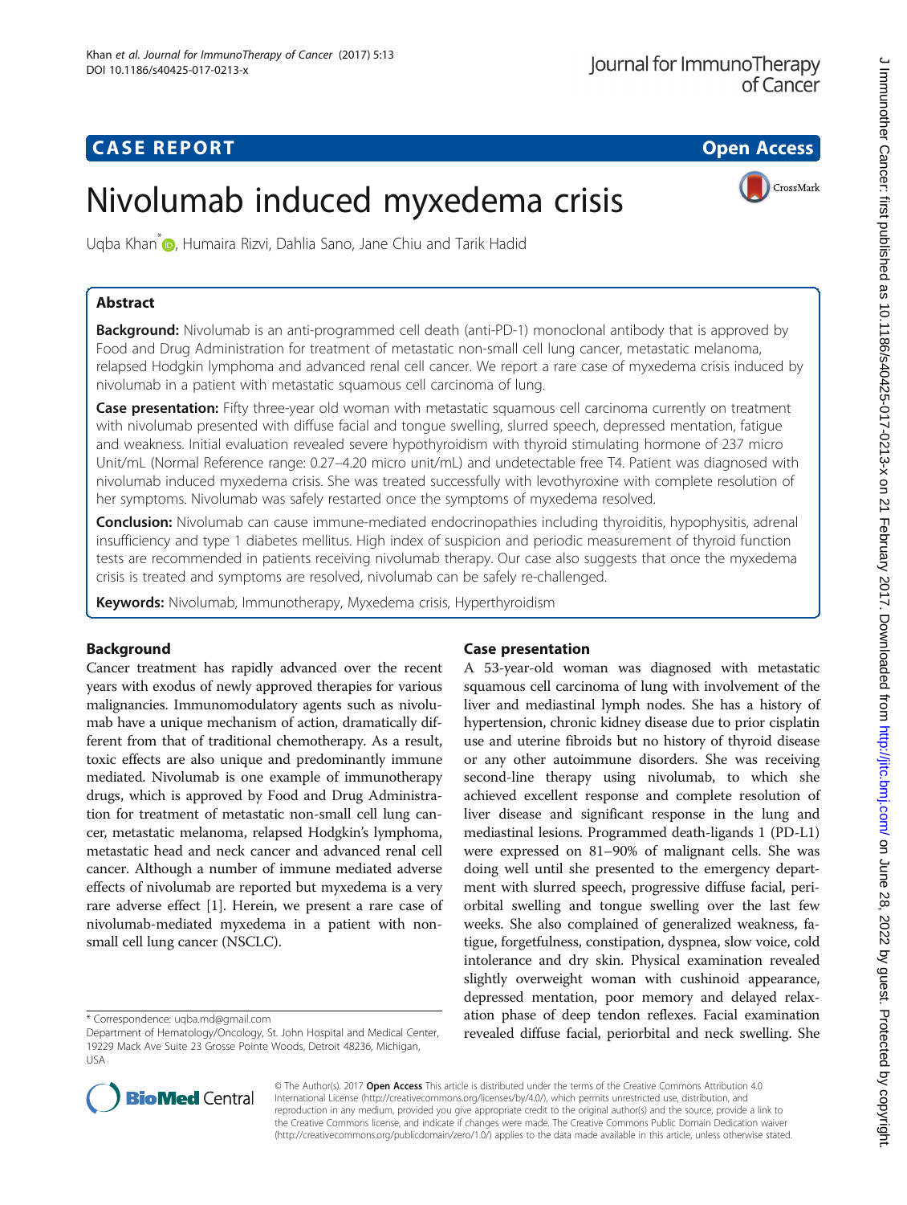CASE REPORT

Open Access

# Nivolumab induced myxedema crisis

Uqba Khan*, Humaira Rizvi, Dahlia Sano, Jane Chiu and Tarik Hadid

## Abstract

**Background:** Nivolumab is an anti-programmed cell death (anti-PD-1) monoclonal antibody that is approved by Food and Drug Administration for treatment of metastatic non-small cell lung cancer, metastatic melanoma, relapsed Hodgkin lymphoma and advanced renal cell cancer. We report a rare case of myxedema crisis induced by nivolumab in a patient with metastatic squamous cell carcinoma of lung.

**Case presentation:** Fifty three-year old woman with metastatic squamous cell carcinoma currently on treatment with nivolumab presented with diffuse facial and tongue swelling, slurred speech, depressed mentation, fatigue and weakness. Initial evaluation revealed severe hypothyroidism with thyroid stimulating hormone of 237 micro Unit/mL (Normal Reference range: 0.27–4.20 micro unit/mL) and undetectable free T4. Patient was diagnosed with nivolumab induced myxedema crisis. She was treated successfully with levothyroxine with complete resolution of her symptoms. Nivolumab was safely restarted once the symptoms of myxedema resolved.

**Conclusion:** Nivolumab can cause immune-mediated endocrinopathies including thyroiditis, hypophysitis, adrenal insufficiency and type 1 diabetes mellitus. High index of suspicion and periodic measurement of thyroid function tests are recommended in patients receiving nivolumab therapy. Our case also suggests that once the myxedema crisis is treated and symptoms are resolved, nivolumab can be safely re-challenged.

**Keywords:** Nivolumab, Immunotherapy, Myxedema crisis, Hyperthyroidism

## Background

Cancer treatment has rapidly advanced over the recent years with exodus of newly approved therapies for various malignancies. Immunomodulatory agents such as nivolumab have a unique mechanism of action, dramatically different from that of traditional chemotherapy. As a result, toxic effects are also unique and predominantly immune mediated. Nivolumab is one example of immunotherapy drugs, which is approved by Food and Drug Administration for treatment of metastatic non-small cell lung cancer, metastatic melanoma, relapsed Hodgkin's lymphoma, metastatic head and neck cancer and advanced renal cell cancer. Although a number of immune mediated adverse effects of nivolumab are reported but myxedema is a very rare adverse effect [1]. Herein, we present a rare case of nivolumab-mediated myxedema in a patient with non-small cell lung cancer (NSCLC).

## Case presentation

A 53-year-old woman was diagnosed with metastatic squamous cell carcinoma of lung with involvement of the liver and mediastinal lymph nodes. She has a history of hypertension, chronic kidney disease due to prior cisplatin use and uterine fibroids but no history of thyroid disease or any other autoimmune disorders. She was receiving second-line therapy using nivolumab, to which she achieved excellent response and complete resolution of liver disease and significant response in the lung and mediastinal lesions. Programmed death-ligands 1 (PD-L1) were expressed on 81–90% of malignant cells. She was doing well until she presented to the emergency department with slurred speech, progressive diffuse facial, periorbital swelling and tongue swelling over the last few weeks. She also complained of generalized weakness, fatigue, forgetfulness, constipation, dyspnea, slow voice, cold intolerance and dry skin. Physical examination revealed slightly overweight woman with cushinoid appearance, depressed mentation, poor memory and delayed relaxation phase of deep tendon reflexes. Facial examination revealed diffuse facial, periorbital and neck swelling. She

* Correspondence: uqba.md@gmail.com
Department of Hematology/Oncology, St. John Hospital and Medical Center, 19229 Mack Ave Suite 23 Grosse Pointe Woods, Detroit 48236, Michigan, USA

© The Author(s). 2017 **Open Access** This article is distributed under the terms of the Creative Commons Attribution 4.0 International License (http://creativecommons.org/licenses/by/4.0/), which permits unrestricted use, distribution, and reproduction in any medium, provided you give appropriate credit to the original author(s) and the source, provide a link to the Creative Commons license, and indicate if changes were made. The Creative Commons Public Domain Dedication waiver (http://creativecommons.org/publicdomain/zero/1.0/) applies to the data made available in this article, unless otherwise stated.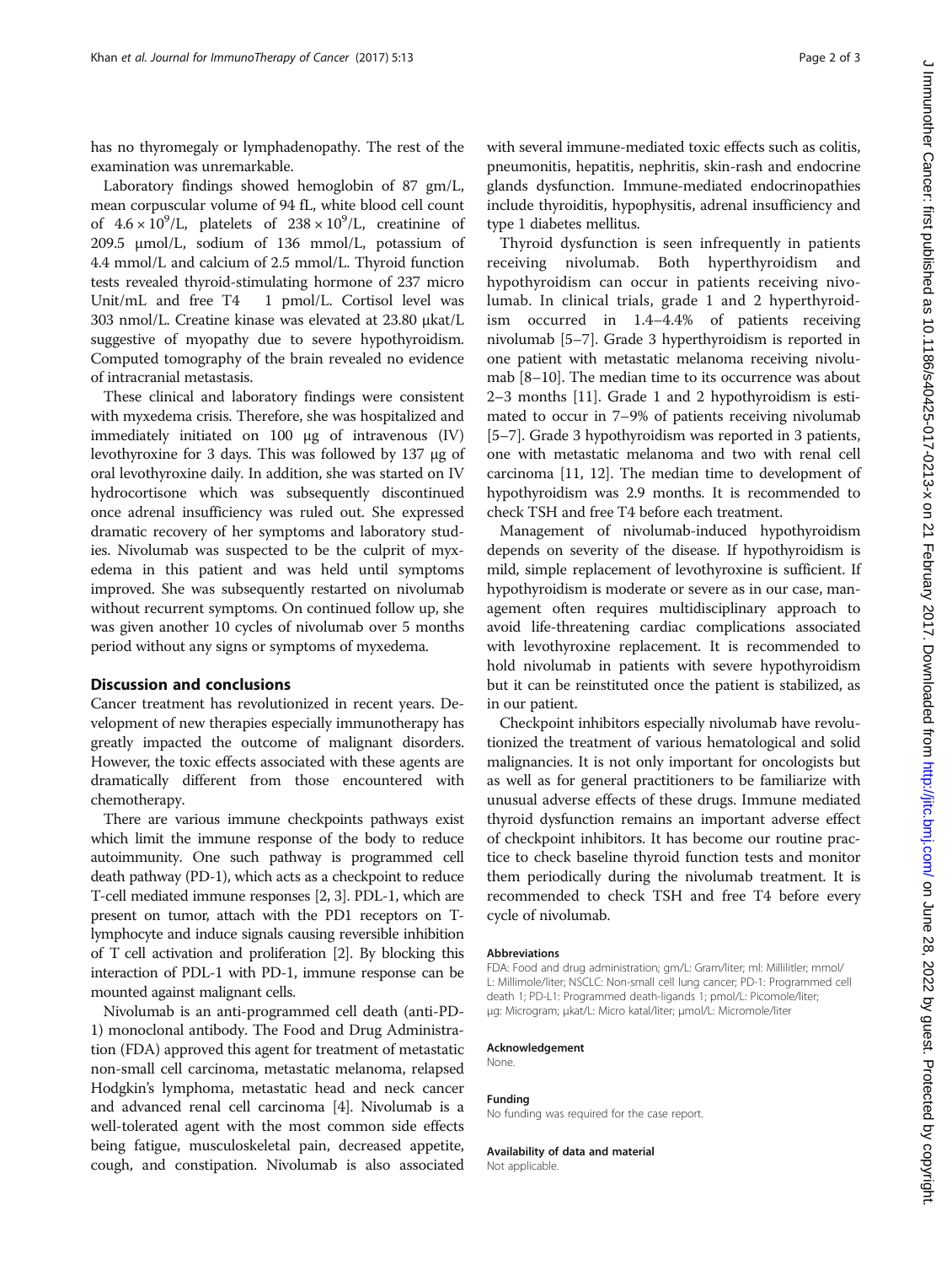has no thyromegaly or lymphadenopathy. The rest of the examination was unremarkable.

Laboratory findings showed hemoglobin of 87 gm/L, mean corpuscular volume of 94 fL, white blood cell count of $4.6 \times 10^9$/L, platelets of $238 \times 10^9$/L, creatinine of 209.5 μmol/L, sodium of 136 mmol/L, potassium of 4.4 mmol/L and calcium of 2.5 mmol/L. Thyroid function tests revealed thyroid-stimulating hormone of 237 micro Unit/mL and free T4 < 1 pmol/L. Cortisol level was 303 nmol/L. Creatine kinase was elevated at 23.80 μkat/L suggestive of myopathy due to severe hypothyroidism. Computed tomography of the brain revealed no evidence of intracranial metastasis.

These clinical and laboratory findings were consistent with myxedema crisis. Therefore, she was hospitalized and immediately initiated on 100 μg of intravenous (IV) levothyroxine for 3 days. This was followed by 137 μg of oral levothyroxine daily. In addition, she was started on IV hydrocortisone which was subsequently discontinued once adrenal insufficiency was ruled out. She expressed dramatic recovery of her symptoms and laboratory studies. Nivolumab was suspected to be the culprit of myxedema in this patient and was held until symptoms improved. She was subsequently restarted on nivolumab without recurrent symptoms. On continued follow up, she was given another 10 cycles of nivolumab over 5 months period without any signs or symptoms of myxedema.

## Discussion and conclusions

Cancer treatment has revolutionized in recent years. Development of new therapies especially immunotherapy has greatly impacted the outcome of malignant disorders. However, the toxic effects associated with these agents are dramatically different from those encountered with chemotherapy.

There are various immune checkpoints pathways exist which limit the immune response of the body to reduce autoimmunity. One such pathway is programmed cell death pathway (PD-1), which acts as a checkpoint to reduce T-cell mediated immune responses [2, 3]. PDL-1, which are present on tumor, attach with the PD1 receptors on T-lymphocyte and induce signals causing reversible inhibition of T cell activation and proliferation [2]. By blocking this interaction of PDL-1 with PD-1, immune response can be mounted against malignant cells.

Nivolumab is an anti-programmed cell death (anti-PD-1) monoclonal antibody. The Food and Drug Administration (FDA) approved this agent for treatment of metastatic non-small cell carcinoma, metastatic melanoma, relapsed Hodgkin's lymphoma, metastatic head and neck cancer and advanced renal cell carcinoma [4]. Nivolumab is a well-tolerated agent with the most common side effects being fatigue, musculoskeletal pain, decreased appetite, cough, and constipation. Nivolumab is also associated with several immune-mediated toxic effects such as colitis, pneumonitis, hepatitis, nephritis, skin-rash and endocrine glands dysfunction. Immune-mediated endocrinopathies include thyroiditis, hypophysitis, adrenal insufficiency and type 1 diabetes mellitus.

Thyroid dysfunction is seen infrequently in patients receiving nivolumab. Both hyperthyroidism and hypothyroidism can occur in patients receiving nivolumab. In clinical trials, grade 1 and 2 hyperthyroidism occurred in 1.4–4.4% of patients receiving nivolumab [5–7]. Grade 3 hyperthyroidism is reported in one patient with metastatic melanoma receiving nivolumab [8–10]. The median time to its occurrence was about 2–3 months [11]. Grade 1 and 2 hypothyroidism is estimated to occur in 7–9% of patients receiving nivolumab [5–7]. Grade 3 hypothyroidism was reported in 3 patients, one with metastatic melanoma and two with renal cell carcinoma [11, 12]. The median time to development of hypothyroidism was 2.9 months. It is recommended to check TSH and free T4 before each treatment.

Management of nivolumab-induced hypothyroidism depends on severity of the disease. If hypothyroidism is mild, simple replacement of levothyroxine is sufficient. If hypothyroidism is moderate or severe as in our case, management often requires multidisciplinary approach to avoid life-threatening cardiac complications associated with levothyroxine replacement. It is recommended to hold nivolumab in patients with severe hypothyroidism but it can be reinstituted once the patient is stabilized, as in our patient.

Checkpoint inhibitors especially nivolumab have revolutionized the treatment of various hematological and solid malignancies. It is not only important for oncologists but as well as for general practitioners to be familiarize with unusual adverse effects of these drugs. Immune mediated thyroid dysfunction remains an important adverse effect of checkpoint inhibitors. It has become our routine practice to check baseline thyroid function tests and monitor them periodically during the nivolumab treatment. It is recommended to check TSH and free T4 before every cycle of nivolumab.

#### Abbreviations

FDA: Food and drug administration; gm/L: Gram/liter; ml: Millilitler; mmol/L: Millimole/liter; NSCLC: Non-small cell lung cancer; PD-1: Programmed cell death 1; PD-L1: Programmed death-ligands 1; pmol/L: Picomole/liter; μg: Microgram; μkat/L: Micro katal/liter; μmol/L: Micromole/liter

#### Acknowledgement

None.

#### Funding

No funding was required for the case report.

#### Availability of data and material

Not applicable.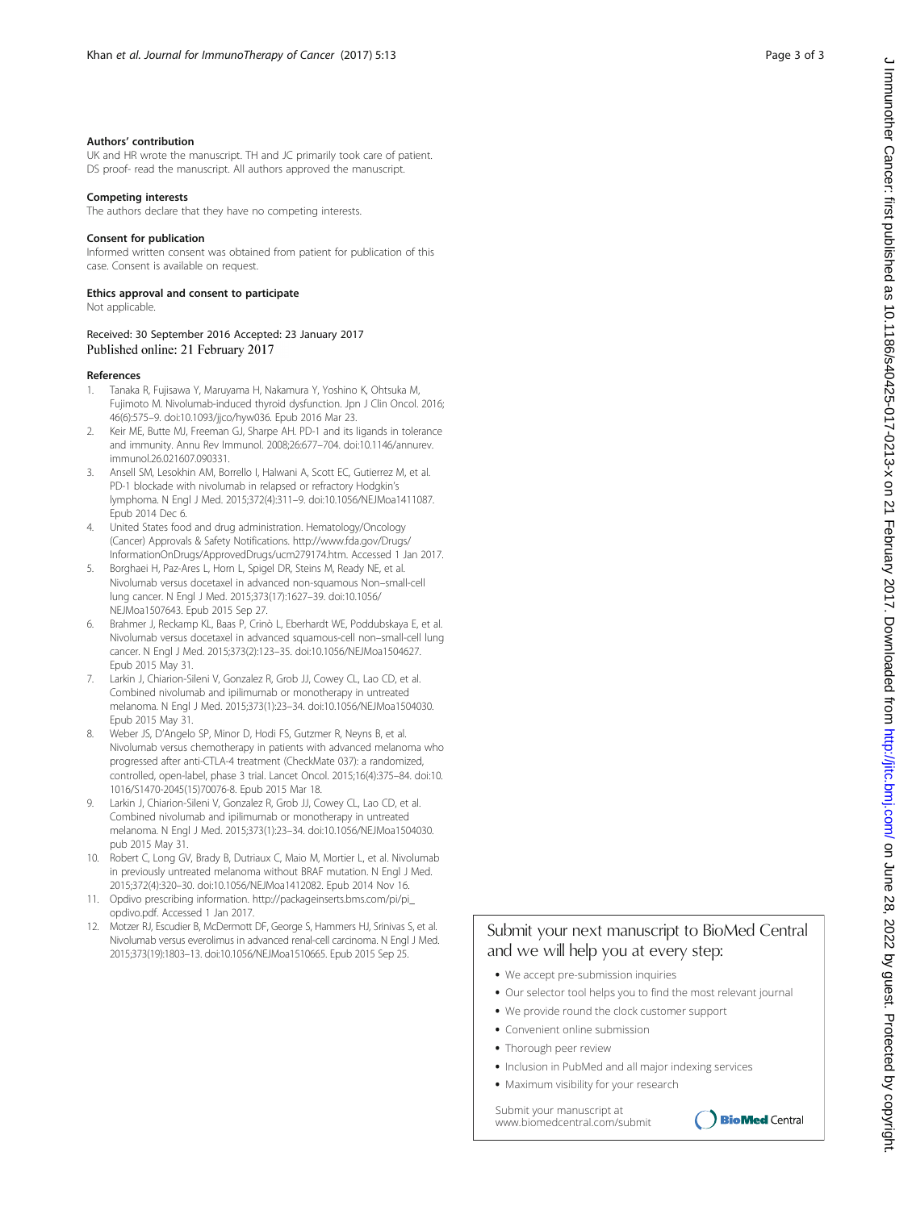### Authors' contribution

UK and HR wrote the manuscript. TH and JC primarily took care of patient. DS proof- read the manuscript. All authors approved the manuscript.

### Competing interests

The authors declare that they have no competing interests.

### Consent for publication

Informed written consent was obtained from patient for publication of this case. Consent is available on request.

### Ethics approval and consent to participate

Not applicable.

Received: 30 September 2016 Accepted: 23 January 2017
Published online: 21 February 2017

### References

1. Tanaka R, Fujisawa Y, Maruyama H, Nakamura Y, Yoshino K, Ohtsuka M, Fujimoto M. Nivolumab-induced thyroid dysfunction. Jpn J Clin Oncol. 2016; 46(6):575–9. doi:10.1093/jjco/hyw036. Epub 2016 Mar 23.
2. Keir ME, Butte MJ, Freeman GJ, Sharpe AH. PD-1 and its ligands in tolerance and immunity. Annu Rev Immunol. 2008;26:677–704. doi:10.1146/annurev.immunol.26.021607.090331.
3. Ansell SM, Lesokhin AM, Borrello I, Halwani A, Scott EC, Gutierrez M, et al. PD-1 blockade with nivolumab in relapsed or refractory Hodgkin's lymphoma. N Engl J Med. 2015;372(4):311–9. doi:10.1056/NEJMoa1411087. Epub 2014 Dec 6.
4. United States food and drug administration. Hematology/Oncology (Cancer) Approvals & Safety Notifications. http://www.fda.gov/Drugs/InformationOnDrugs/ApprovedDrugs/ucm279174.htm. Accessed 1 Jan 2017.
5. Borghaei H, Paz-Ares L, Horn L, Spigel DR, Steins M, Ready NE, et al. Nivolumab versus docetaxel in advanced non-squamous Non–small-cell lung cancer. N Engl J Med. 2015;373(17):1627–39. doi:10.1056/NEJMoa1507643. Epub 2015 Sep 27.
6. Brahmer J, Reckamp KL, Baas P, Crinò L, Eberhardt WE, Poddubskaya E, et al. Nivolumab versus docetaxel in advanced squamous-cell non–small-cell lung cancer. N Engl J Med. 2015;373(2):123–35. doi:10.1056/NEJMoa1504627. Epub 2015 May 31.
7. Larkin J, Chiarion-Sileni V, Gonzalez R, Grob JJ, Cowey CL, Lao CD, et al. Combined nivolumab and ipilimumab or monotherapy in untreated melanoma. N Engl J Med. 2015;373(1):23–34. doi:10.1056/NEJMoa1504030. Epub 2015 May 31.
8. Weber JS, D'Angelo SP, Minor D, Hodi FS, Gutzmer R, Neyns B, et al. Nivolumab versus chemotherapy in patients with advanced melanoma who progressed after anti-CTLA-4 treatment (CheckMate 037): a randomized, controlled, open-label, phase 3 trial. Lancet Oncol. 2015;16(4):375–84. doi:10.1016/S1470-2045(15)70076-8. Epub 2015 Mar 18.
9. Larkin J, Chiarion-Sileni V, Gonzalez R, Grob JJ, Cowey CL, Lao CD, et al. Combined nivolumab and ipilimumab or monotherapy in untreated melanoma. N Engl J Med. 2015;373(1):23–34. doi:10.1056/NEJMoa1504030. pub 2015 May 31.
10. Robert C, Long GV, Brady B, Dutriaux C, Maio M, Mortier L, et al. Nivolumab in previously untreated melanoma without BRAF mutation. N Engl J Med. 2015;372(4):320–30. doi:10.1056/NEJMoa1412082. Epub 2014 Nov 16.
11. Opdivo prescribing information. http://packageinserts.bms.com/pi/pi_opdivo.pdf. Accessed 1 Jan 2017.
12. Motzer RJ, Escudier B, McDermott DF, George S, Hammers HJ, Srinivas S, et al. Nivolumab versus everolimus in advanced renal-cell carcinoma. N Engl J Med. 2015;373(19):1803–13. doi:10.1056/NEJMoa1510665. Epub 2015 Sep 25.